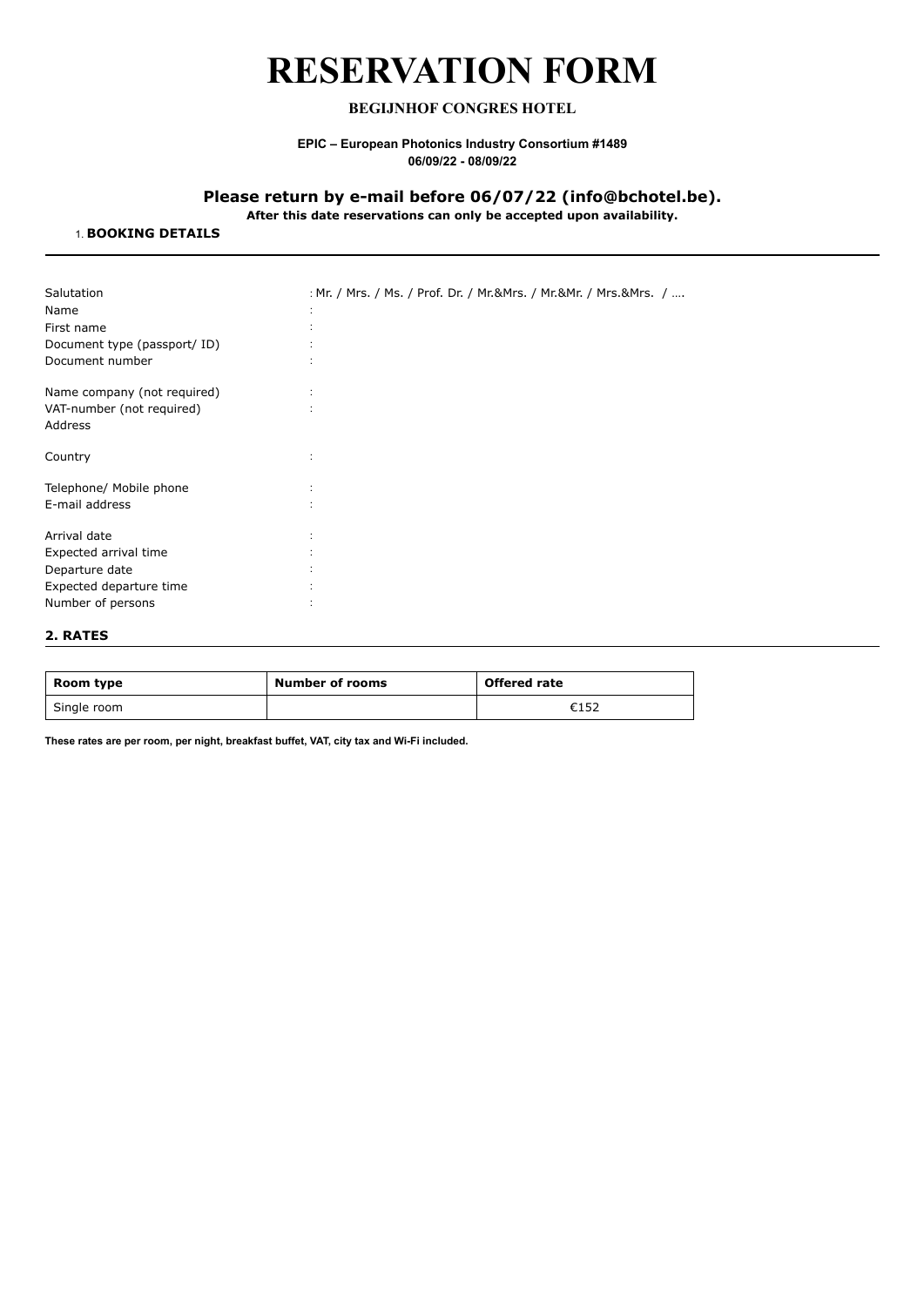# RESERVATION FORM

**BEGIJNHOF CONGRES HOTEL**

**EPIC – European Photonics Industry Consortium #1489**
**06/09/22 - 08/09/22**

## Please return by e-mail before 06/07/22 (info@bchotel.be).

**After this date reservations can only be accepted upon availability.**

## 1. BOOKING DETAILS

---

Salutation : Mr. / Mrs. / Ms. / Prof. Dr. / Mr.&Mrs. / Mr.&Mr. / Mrs.&Mrs. / ….
Name :
First name :
Document type (passport/ ID) :
Document number :

Name company (not required) :
VAT-number (not required) :
Address

Country :

Telephone/ Mobile phone :
E-mail address :

Arrival date :
Expected arrival time :
Departure date :
Expected departure time :
Number of persons :

## 2. RATES

| Room type | Number of rooms | Offered rate |
|---|---|---|
| Single room | | €152 |

**These rates are per room, per night, breakfast buffet, VAT, city tax and Wi-Fi included.**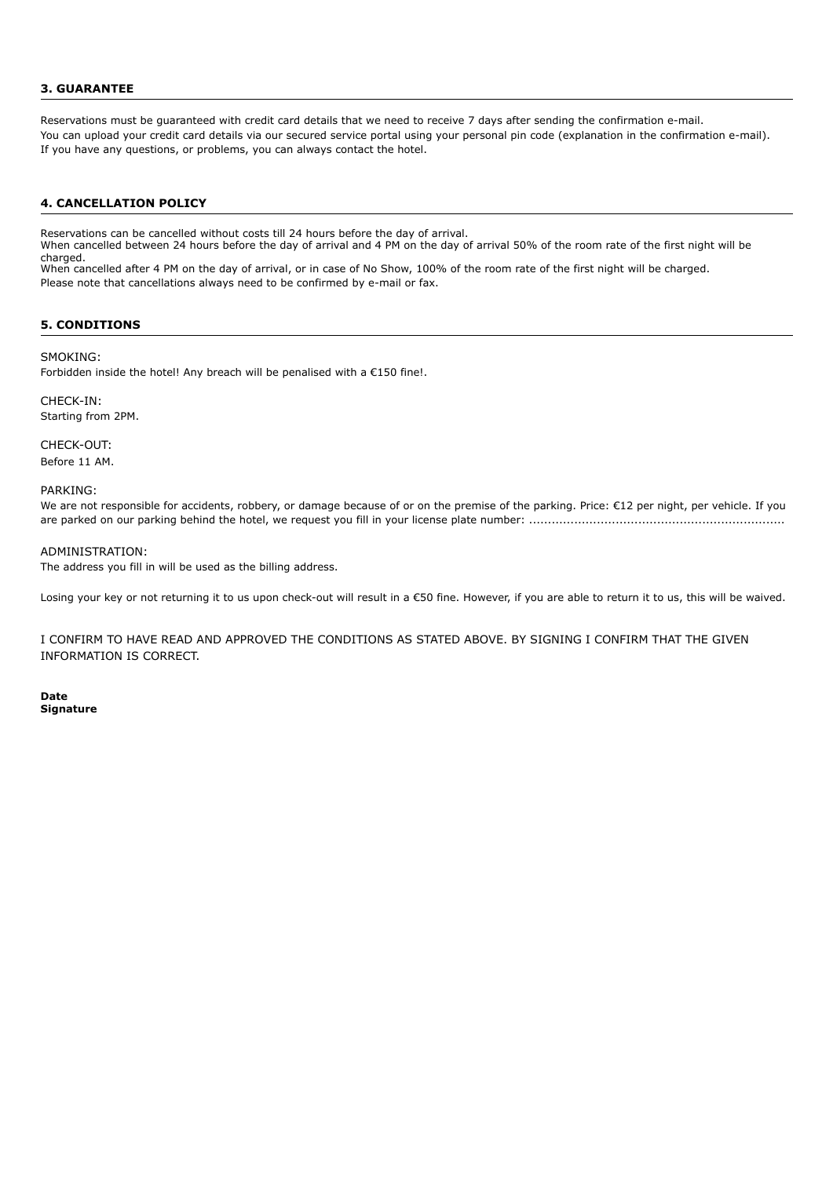## 3. GUARANTEE

Reservations must be guaranteed with credit card details that we need to receive 7 days after sending the confirmation e-mail.
You can upload your credit card details via our secured service portal using your personal pin code (explanation in the confirmation e-mail).
If you have any questions, or problems, you can always contact the hotel.

## 4. CANCELLATION POLICY

Reservations can be cancelled without costs till 24 hours before the day of arrival.
When cancelled between 24 hours before the day of arrival and 4 PM on the day of arrival 50% of the room rate of the first night will be charged.
When cancelled after 4 PM on the day of arrival, or in case of No Show, 100% of the room rate of the first night will be charged.
Please note that cancellations always need to be confirmed by e-mail or fax.

## 5. CONDITIONS

SMOKING:
Forbidden inside the hotel! Any breach will be penalised with a €150 fine!.

CHECK-IN:
Starting from 2PM.

CHECK-OUT:
Before 11 AM.

PARKING:
We are not responsible for accidents, robbery, or damage because of or on the premise of the parking. Price: €12 per night, per vehicle. If you are parked on our parking behind the hotel, we request you fill in your license plate number: ....................................................................

ADMINISTRATION:
The address you fill in will be used as the billing address.

Losing your key or not returning it to us upon check-out will result in a €50 fine. However, if you are able to return it to us, this will be waived.

I CONFIRM TO HAVE READ AND APPROVED THE CONDITIONS AS STATED ABOVE. BY SIGNING I CONFIRM THAT THE GIVEN INFORMATION IS CORRECT.

**Date**
**Signature**